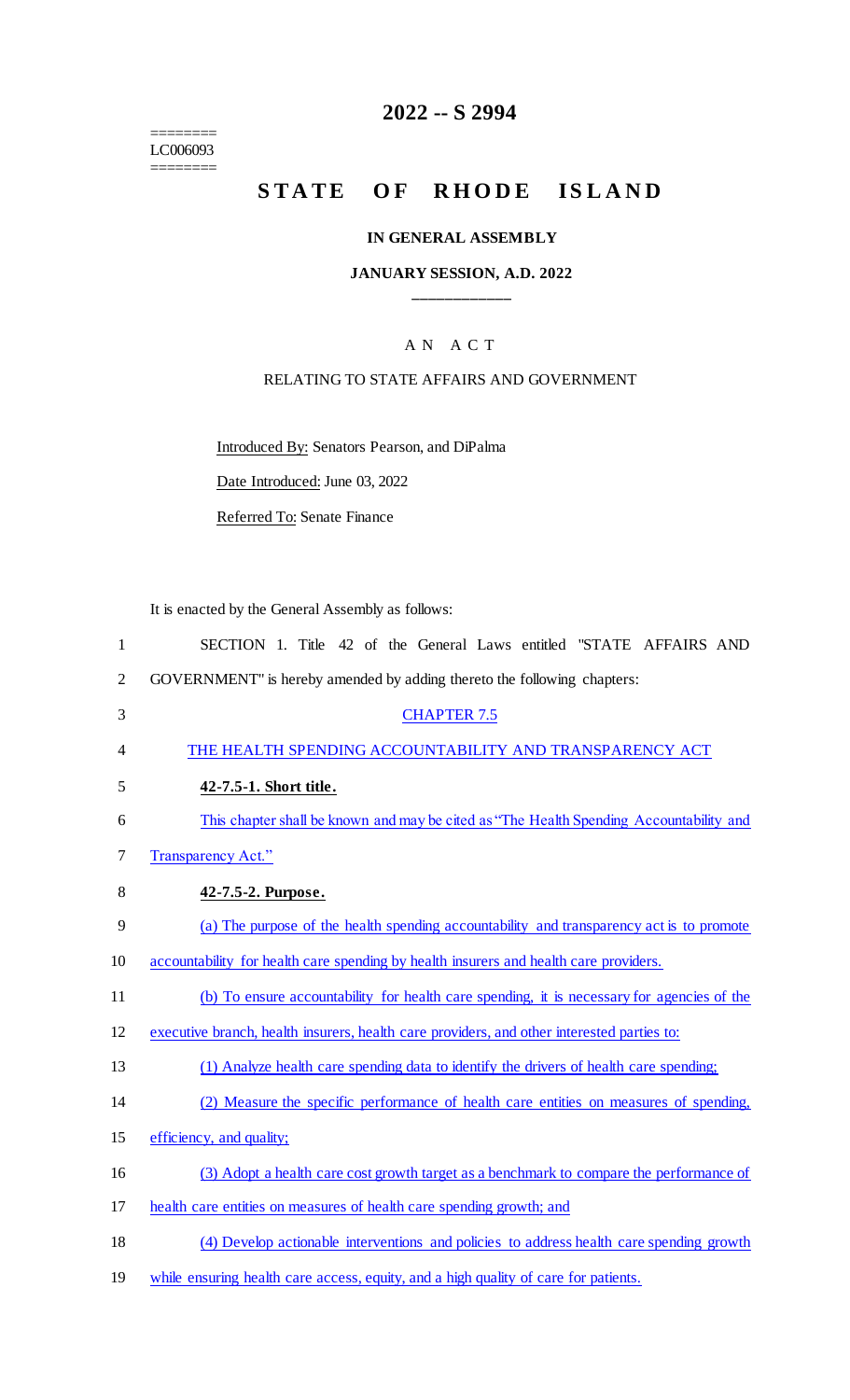# 2022 -- S 2994

========
LC006093
========

# STATE OF RHODE ISLAND

## IN GENERAL ASSEMBLY

### JANUARY SESSION, A.D. 2022

---

A N A C T

RELATING TO STATE AFFAIRS AND GOVERNMENT

Introduced By: Senators Pearson, and DiPalma

Date Introduced: June 03, 2022

Referred To: Senate Finance

It is enacted by the General Assembly as follows:

SECTION 1. Title 42 of the General Laws entitled "STATE AFFAIRS AND GOVERNMENT" is hereby amended by adding thereto the following chapters:

CHAPTER 7.5

THE HEALTH SPENDING ACCOUNTABILITY AND TRANSPARENCY ACT

**42-7.5-1. Short title.**

This chapter shall be known and may be cited as "The Health Spending Accountability and Transparency Act."

**42-7.5-2. Purpose.**

(a) The purpose of the health spending accountability and transparency act is to promote accountability for health care spending by health insurers and health care providers.

(b) To ensure accountability for health care spending, it is necessary for agencies of the executive branch, health insurers, health care providers, and other interested parties to:

(1) Analyze health care spending data to identify the drivers of health care spending;

(2) Measure the specific performance of health care entities on measures of spending, efficiency, and quality;

(3) Adopt a health care cost growth target as a benchmark to compare the performance of health care entities on measures of health care spending growth; and

(4) Develop actionable interventions and policies to address health care spending growth while ensuring health care access, equity, and a high quality of care for patients.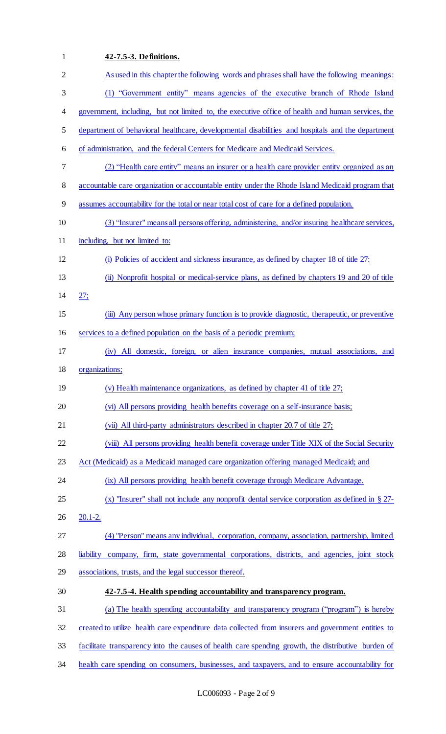**42-7.5-3. Definitions.**

As used in this chapter the following words and phrases shall have the following meanings:

(1) "Government entity" means agencies of the executive branch of Rhode Island government, including, but not limited to, the executive office of health and human services, the department of behavioral healthcare, developmental disabilities and hospitals and the department of administration, and the federal Centers for Medicare and Medicaid Services.

(2) "Health care entity" means an insurer or a health care provider entity organized as an accountable care organization or accountable entity under the Rhode Island Medicaid program that assumes accountability for the total or near total cost of care for a defined population.

(3) "Insurer" means all persons offering, administering, and/or insuring healthcare services, including, but not limited to:

(i) Policies of accident and sickness insurance, as defined by chapter 18 of title 27;

(ii) Nonprofit hospital or medical-service plans, as defined by chapters 19 and 20 of title 27;

(iii) Any person whose primary function is to provide diagnostic, therapeutic, or preventive services to a defined population on the basis of a periodic premium;

(iv) All domestic, foreign, or alien insurance companies, mutual associations, and organizations;

(v) Health maintenance organizations, as defined by chapter 41 of title 27;

(vi) All persons providing health benefits coverage on a self-insurance basis;

(vii) All third-party administrators described in chapter 20.7 of title 27;

(viii) All persons providing health benefit coverage under Title XIX of the Social Security Act (Medicaid) as a Medicaid managed care organization offering managed Medicaid; and

(ix) All persons providing health benefit coverage through Medicare Advantage.

(x) "Insurer" shall not include any nonprofit dental service corporation as defined in § 27-20.1-2.

(4) "Person" means any individual, corporation, company, association, partnership, limited liability company, firm, state governmental corporations, districts, and agencies, joint stock associations, trusts, and the legal successor thereof.

**42-7.5-4. Health spending accountability and transparency program.**

(a) The health spending accountability and transparency program ("program") is hereby created to utilize health care expenditure data collected from insurers and government entities to facilitate transparency into the causes of health care spending growth, the distributive burden of health care spending on consumers, businesses, and taxpayers, and to ensure accountability for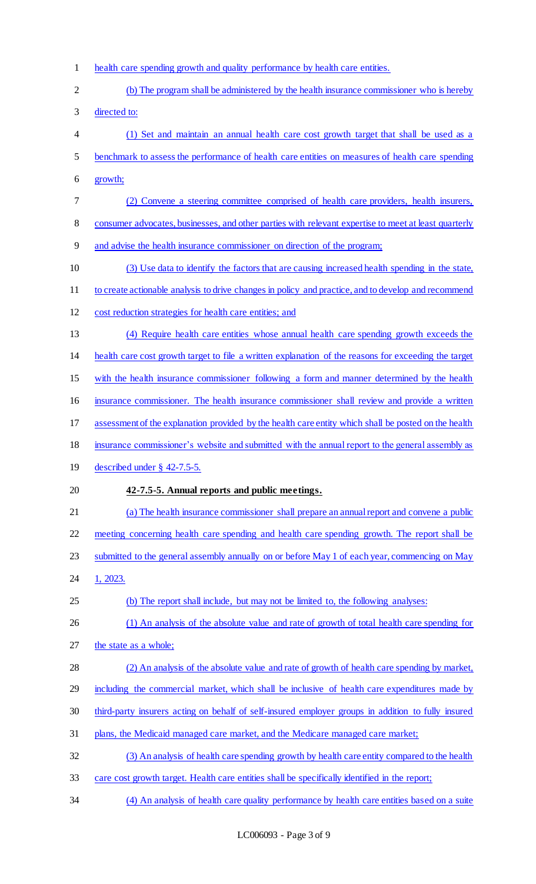health care spending growth and quality performance by health care entities.

(b) The program shall be administered by the health insurance commissioner who is hereby directed to:

(1) Set and maintain an annual health care cost growth target that shall be used as a benchmark to assess the performance of health care entities on measures of health care spending growth;

(2) Convene a steering committee comprised of health care providers, health insurers, consumer advocates, businesses, and other parties with relevant expertise to meet at least quarterly and advise the health insurance commissioner on direction of the program;

(3) Use data to identify the factors that are causing increased health spending in the state, to create actionable analysis to drive changes in policy and practice, and to develop and recommend cost reduction strategies for health care entities; and

(4) Require health care entities whose annual health care spending growth exceeds the health care cost growth target to file a written explanation of the reasons for exceeding the target with the health insurance commissioner following a form and manner determined by the health insurance commissioner. The health insurance commissioner shall review and provide a written assessment of the explanation provided by the health care entity which shall be posted on the health insurance commissioner's website and submitted with the annual report to the general assembly as described under § 42-7.5-5.

**42-7.5-5. Annual reports and public meetings.**

(a) The health insurance commissioner shall prepare an annual report and convene a public meeting concerning health care spending and health care spending growth. The report shall be submitted to the general assembly annually on or before May 1 of each year, commencing on May 1, 2023.

(b) The report shall include, but may not be limited to, the following analyses:

(1) An analysis of the absolute value and rate of growth of total health care spending for the state as a whole;

(2) An analysis of the absolute value and rate of growth of health care spending by market, including the commercial market, which shall be inclusive of health care expenditures made by third-party insurers acting on behalf of self-insured employer groups in addition to fully insured plans, the Medicaid managed care market, and the Medicare managed care market;

(3) An analysis of health care spending growth by health care entity compared to the health care cost growth target. Health care entities shall be specifically identified in the report;

(4) An analysis of health care quality performance by health care entities based on a suite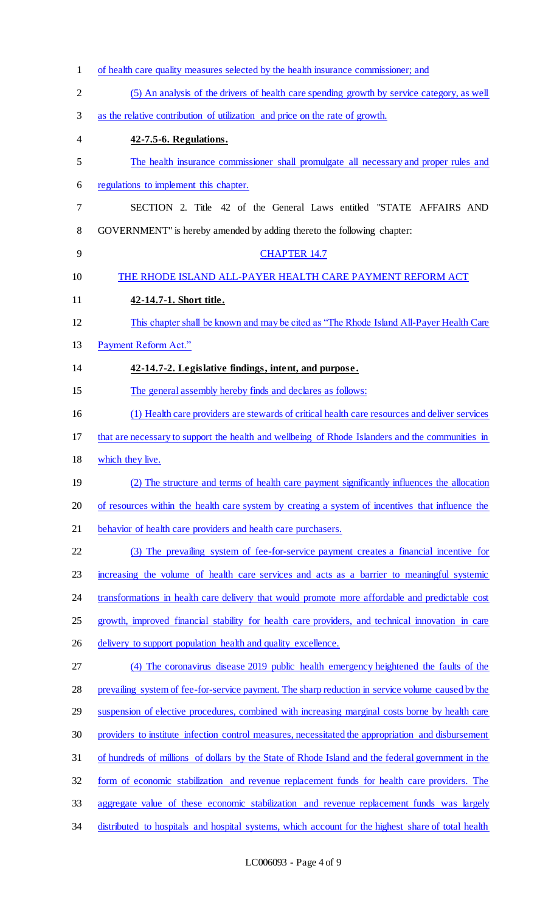of health care quality measures selected by the health insurance commissioner; and

(5) An analysis of the drivers of health care spending growth by service category, as well as the relative contribution of utilization and price on the rate of growth.

**42-7.5-6. Regulations.**

The health insurance commissioner shall promulgate all necessary and proper rules and regulations to implement this chapter.

SECTION 2. Title 42 of the General Laws entitled "STATE AFFAIRS AND GOVERNMENT" is hereby amended by adding thereto the following chapter:

CHAPTER 14.7

THE RHODE ISLAND ALL-PAYER HEALTH CARE PAYMENT REFORM ACT

**42-14.7-1. Short title.**

This chapter shall be known and may be cited as "The Rhode Island All-Payer Health Care Payment Reform Act."

**42-14.7-2. Legislative findings, intent, and purpose.**

The general assembly hereby finds and declares as follows:

(1) Health care providers are stewards of critical health care resources and deliver services that are necessary to support the health and wellbeing of Rhode Islanders and the communities in which they live.

(2) The structure and terms of health care payment significantly influences the allocation of resources within the health care system by creating a system of incentives that influence the behavior of health care providers and health care purchasers.

(3) The prevailing system of fee-for-service payment creates a financial incentive for increasing the volume of health care services and acts as a barrier to meaningful systemic transformations in health care delivery that would promote more affordable and predictable cost growth, improved financial stability for health care providers, and technical innovation in care delivery to support population health and quality excellence.

(4) The coronavirus disease 2019 public health emergency heightened the faults of the prevailing system of fee-for-service payment. The sharp reduction in service volume caused by the suspension of elective procedures, combined with increasing marginal costs borne by health care providers to institute infection control measures, necessitated the appropriation and disbursement of hundreds of millions of dollars by the State of Rhode Island and the federal government in the form of economic stabilization and revenue replacement funds for health care providers. The aggregate value of these economic stabilization and revenue replacement funds was largely distributed to hospitals and hospital systems, which account for the highest share of total health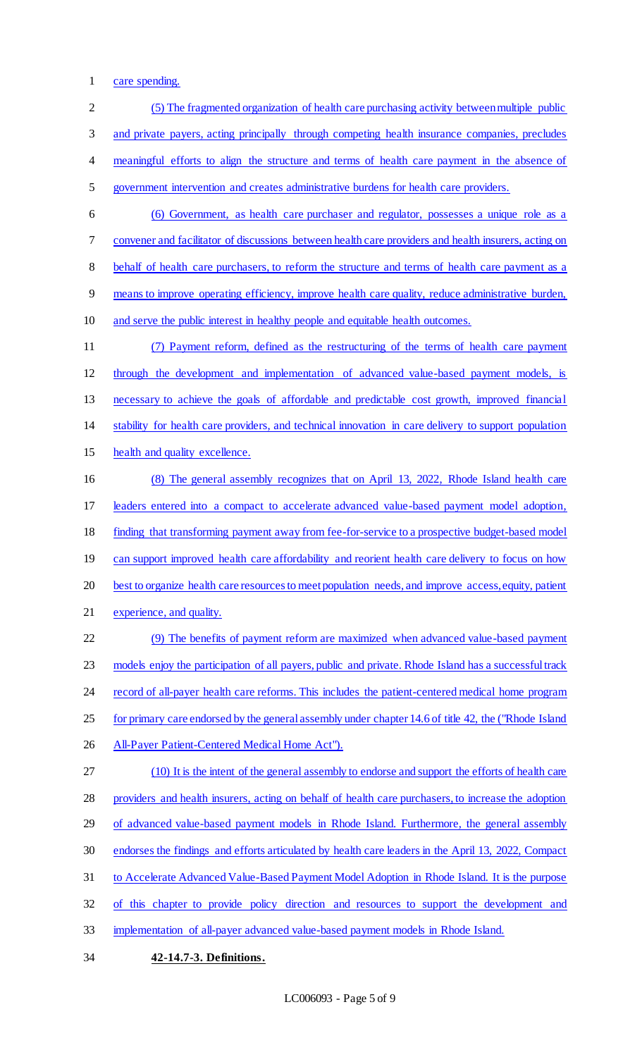care spending.

(5) The fragmented organization of health care purchasing activity between multiple public and private payers, acting principally through competing health insurance companies, precludes meaningful efforts to align the structure and terms of health care payment in the absence of government intervention and creates administrative burdens for health care providers.

(6) Government, as health care purchaser and regulator, possesses a unique role as a convener and facilitator of discussions between health care providers and health insurers, acting on behalf of health care purchasers, to reform the structure and terms of health care payment as a means to improve operating efficiency, improve health care quality, reduce administrative burden, and serve the public interest in healthy people and equitable health outcomes.

(7) Payment reform, defined as the restructuring of the terms of health care payment through the development and implementation of advanced value-based payment models, is necessary to achieve the goals of affordable and predictable cost growth, improved financial stability for health care providers, and technical innovation in care delivery to support population health and quality excellence.

(8) The general assembly recognizes that on April 13, 2022, Rhode Island health care leaders entered into a compact to accelerate advanced value-based payment model adoption, finding that transforming payment away from fee-for-service to a prospective budget-based model can support improved health care affordability and reorient health care delivery to focus on how best to organize health care resources to meet population needs, and improve access, equity, patient experience, and quality.

(9) The benefits of payment reform are maximized when advanced value-based payment models enjoy the participation of all payers, public and private. Rhode Island has a successful track record of all-payer health care reforms. This includes the patient-centered medical home program for primary care endorsed by the general assembly under chapter 14.6 of title 42, the ("Rhode Island All-Payer Patient-Centered Medical Home Act").

(10) It is the intent of the general assembly to endorse and support the efforts of health care providers and health insurers, acting on behalf of health care purchasers, to increase the adoption of advanced value-based payment models in Rhode Island. Furthermore, the general assembly endorses the findings and efforts articulated by health care leaders in the April 13, 2022, Compact to Accelerate Advanced Value-Based Payment Model Adoption in Rhode Island. It is the purpose of this chapter to provide policy direction and resources to support the development and implementation of all-payer advanced value-based payment models in Rhode Island.

**42-14.7-3. Definitions.**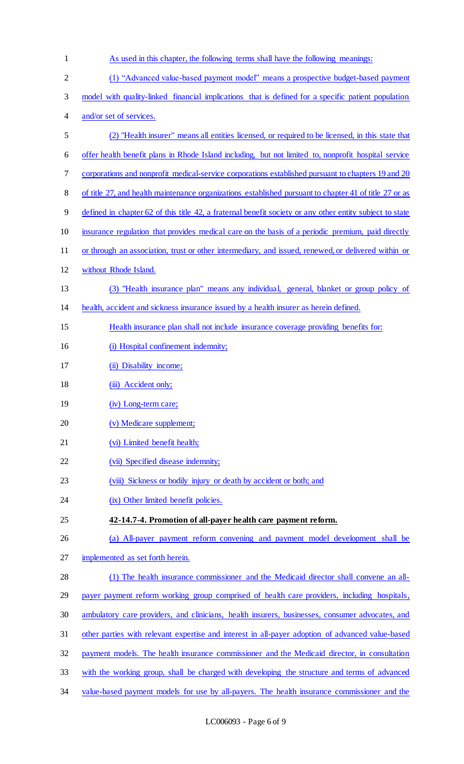As used in this chapter, the following terms shall have the following meanings:

(1) "Advanced value-based payment model" means a prospective budget-based payment model with quality-linked financial implications that is defined for a specific patient population and/or set of services.

(2) "Health insurer" means all entities licensed, or required to be licensed, in this state that offer health benefit plans in Rhode Island including, but not limited to, nonprofit hospital service corporations and nonprofit medical-service corporations established pursuant to chapters 19 and 20 of title 27, and health maintenance organizations established pursuant to chapter 41 of title 27 or as defined in chapter 62 of this title 42, a fraternal benefit society or any other entity subject to state insurance regulation that provides medical care on the basis of a periodic premium, paid directly or through an association, trust or other intermediary, and issued, renewed, or delivered within or without Rhode Island.

(3) "Health insurance plan" means any individual, general, blanket or group policy of health, accident and sickness insurance issued by a health insurer as herein defined.

Health insurance plan shall not include insurance coverage providing benefits for:

(i) Hospital confinement indemnity;

(ii) Disability income;

(iii) Accident only;

(iv) Long-term care;

(v) Medicare supplement;

(vi) Limited benefit health;

(vii) Specified disease indemnity;

(viii) Sickness or bodily injury or death by accident or both; and

(ix) Other limited benefit policies.

**42-14.7-4. Promotion of all-payer health care payment reform.**

(a) All-payer payment reform convening and payment model development shall be implemented as set forth herein.

(1) The health insurance commissioner and the Medicaid director shall convene an all-payer payment reform working group comprised of health care providers, including hospitals, ambulatory care providers, and clinicians, health insurers, businesses, consumer advocates, and other parties with relevant expertise and interest in all-payer adoption of advanced value-based payment models. The health insurance commissioner and the Medicaid director, in consultation with the working group, shall be charged with developing the structure and terms of advanced value-based payment models for use by all-payers. The health insurance commissioner and the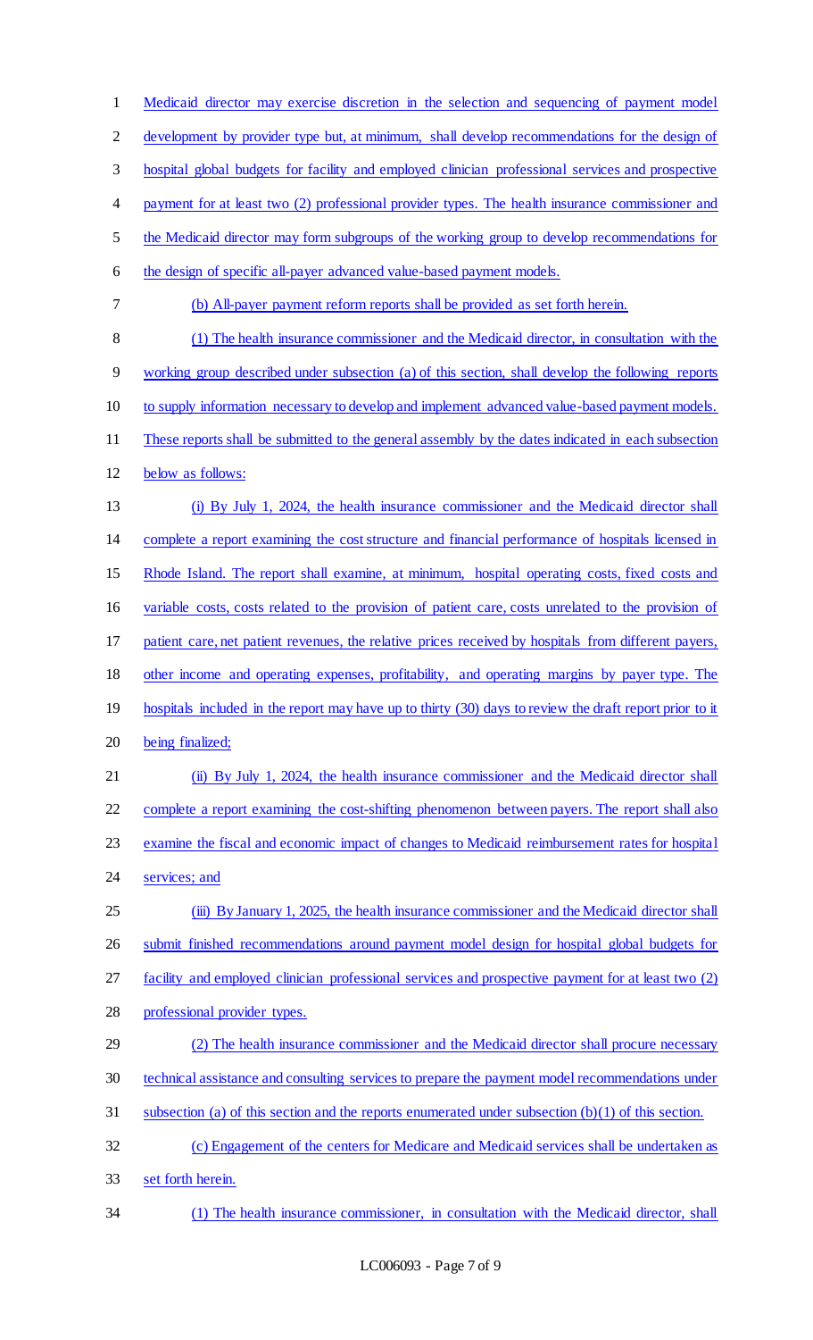Medicaid director may exercise discretion in the selection and sequencing of payment model development by provider type but, at minimum, shall develop recommendations for the design of hospital global budgets for facility and employed clinician professional services and prospective payment for at least two (2) professional provider types. The health insurance commissioner and the Medicaid director may form subgroups of the working group to develop recommendations for the design of specific all-payer advanced value-based payment models.

(b) All-payer payment reform reports shall be provided as set forth herein.

(1) The health insurance commissioner and the Medicaid director, in consultation with the working group described under subsection (a) of this section, shall develop the following reports to supply information necessary to develop and implement advanced value-based payment models. These reports shall be submitted to the general assembly by the dates indicated in each subsection below as follows:

(i) By July 1, 2024, the health insurance commissioner and the Medicaid director shall complete a report examining the cost structure and financial performance of hospitals licensed in Rhode Island. The report shall examine, at minimum, hospital operating costs, fixed costs and variable costs, costs related to the provision of patient care, costs unrelated to the provision of patient care, net patient revenues, the relative prices received by hospitals from different payers, other income and operating expenses, profitability, and operating margins by payer type. The hospitals included in the report may have up to thirty (30) days to review the draft report prior to it being finalized;

(ii) By July 1, 2024, the health insurance commissioner and the Medicaid director shall complete a report examining the cost-shifting phenomenon between payers. The report shall also examine the fiscal and economic impact of changes to Medicaid reimbursement rates for hospital services; and

(iii) By January 1, 2025, the health insurance commissioner and the Medicaid director shall submit finished recommendations around payment model design for hospital global budgets for facility and employed clinician professional services and prospective payment for at least two (2) professional provider types.

(2) The health insurance commissioner and the Medicaid director shall procure necessary technical assistance and consulting services to prepare the payment model recommendations under subsection (a) of this section and the reports enumerated under subsection (b)(1) of this section.

(c) Engagement of the centers for Medicare and Medicaid services shall be undertaken as set forth herein.

(1) The health insurance commissioner, in consultation with the Medicaid director, shall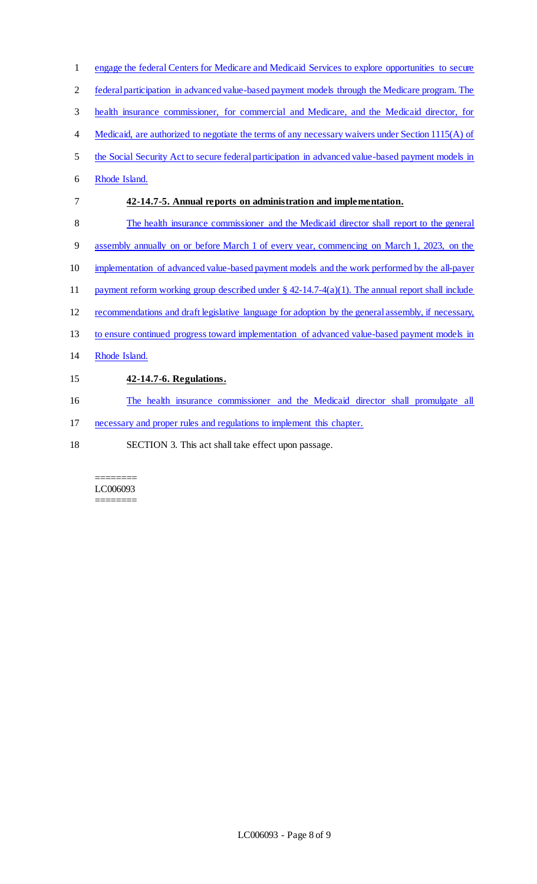engage the federal Centers for Medicare and Medicaid Services to explore opportunities to secure federal participation in advanced value-based payment models through the Medicare program. The health insurance commissioner, for commercial and Medicare, and the Medicaid director, for Medicaid, are authorized to negotiate the terms of any necessary waivers under Section 1115(A) of the Social Security Act to secure federal participation in advanced value-based payment models in Rhode Island.

**42-14.7-5. Annual reports on administration and implementation.**

The health insurance commissioner and the Medicaid director shall report to the general assembly annually on or before March 1 of every year, commencing on March 1, 2023, on the implementation of advanced value-based payment models and the work performed by the all-payer payment reform working group described under § 42-14.7-4(a)(1). The annual report shall include recommendations and draft legislative language for adoption by the general assembly, if necessary, to ensure continued progress toward implementation of advanced value-based payment models in Rhode Island.

**42-14.7-6. Regulations.**

The health insurance commissioner and the Medicaid director shall promulgate all necessary and proper rules and regulations to implement this chapter.

SECTION 3. This act shall take effect upon passage.

========
LC006093
========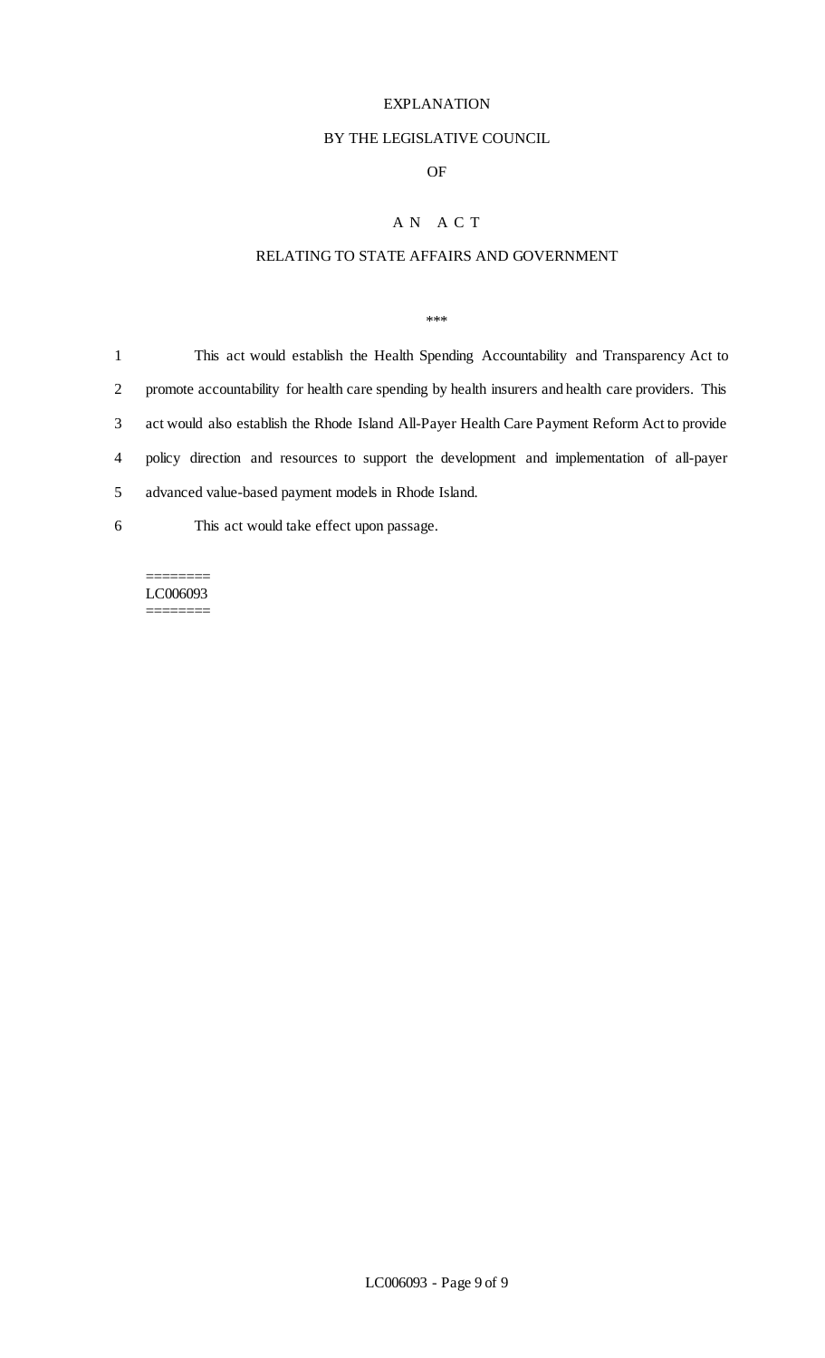EXPLANATION

BY THE LEGISLATIVE COUNCIL

OF

A N A C T

RELATING TO STATE AFFAIRS AND GOVERNMENT

***

This act would establish the Health Spending Accountability and Transparency Act to promote accountability for health care spending by health insurers and health care providers. This act would also establish the Rhode Island All-Payer Health Care Payment Reform Act to provide policy direction and resources to support the development and implementation of all-payer advanced value-based payment models in Rhode Island.

This act would take effect upon passage.

========
LC006093
========